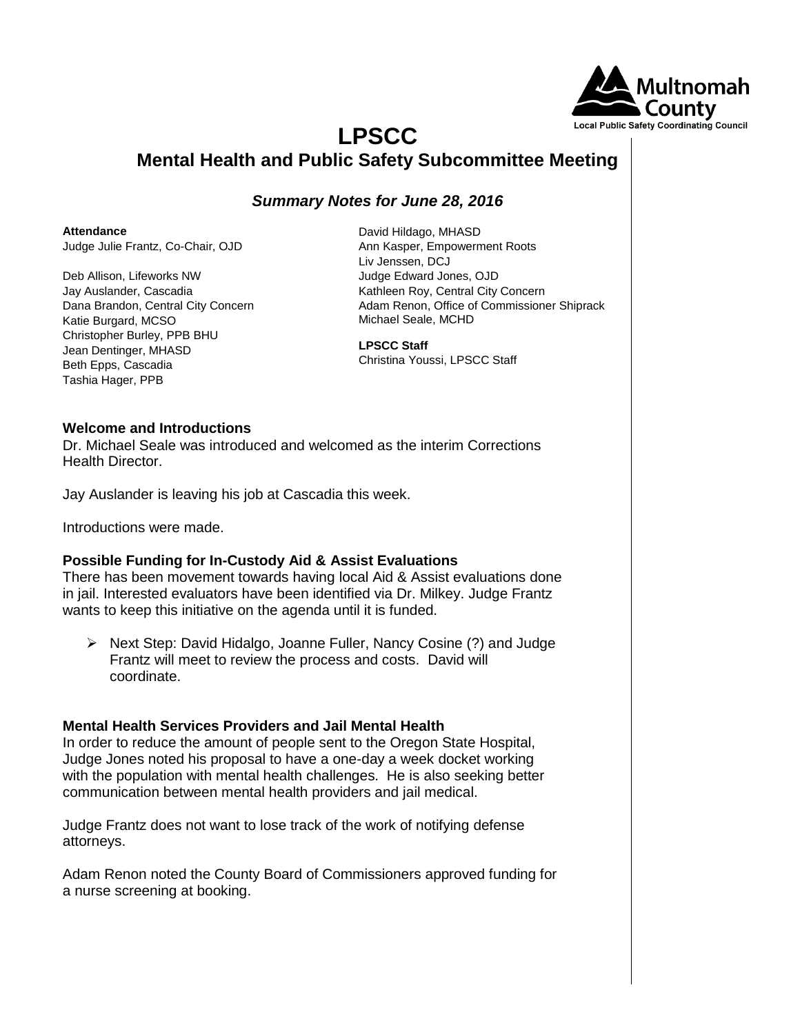# LPSCC

## Mental Health and Public Safety Subcommittee Meeting

### *Summary Notes for June 28, 2016*

**Attendance**

Judge Julie Frantz, Co-Chair, OJD

Deb Allison, Lifeworks NW
Jay Auslander, Cascadia
Dana Brandon, Central City Concern
Katie Burgard, MCSO
Christopher Burley, PPB BHU
Jean Dentinger, MHASD
Beth Epps, Cascadia
Tashia Hager, PPB
David Hildago, MHASD
Ann Kasper, Empowerment Roots
Liv Jenssen, DCJ
Judge Edward Jones, OJD
Kathleen Roy, Central City Concern
Adam Renon, Office of Commissioner Shiprack
Michael Seale, MCHD

**LPSCC Staff**

Christina Youssi, LPSCC Staff

**Welcome and Introductions**

Dr. Michael Seale was introduced and welcomed as the interim Corrections Health Director.

Jay Auslander is leaving his job at Cascadia this week.

Introductions were made.

**Possible Funding for In-Custody Aid & Assist Evaluations**

There has been movement towards having local Aid & Assist evaluations done in jail. Interested evaluators have been identified via Dr. Milkey. Judge Frantz wants to keep this initiative on the agenda until it is funded.

- Next Step: David Hidalgo, Joanne Fuller, Nancy Cosine (?) and Judge Frantz will meet to review the process and costs. David will coordinate.

**Mental Health Services Providers and Jail Mental Health**

In order to reduce the amount of people sent to the Oregon State Hospital, Judge Jones noted his proposal to have a one-day a week docket working with the population with mental health challenges. He is also seeking better communication between mental health providers and jail medical.

Judge Frantz does not want to lose track of the work of notifying defense attorneys.

Adam Renon noted the County Board of Commissioners approved funding for a nurse screening at booking.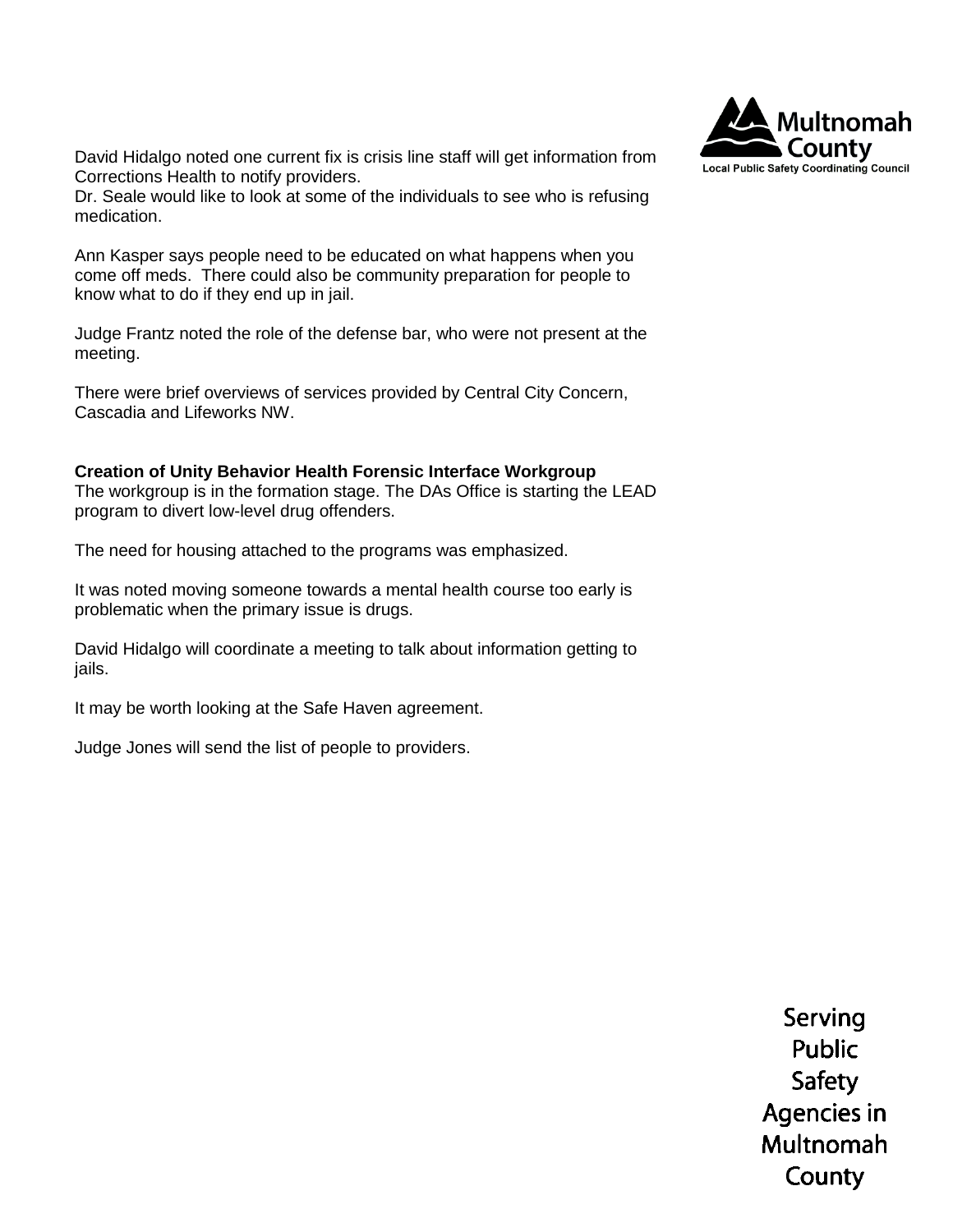David Hidalgo noted one current fix is crisis line staff will get information from Corrections Health to notify providers.
Dr. Seale would like to look at some of the individuals to see who is refusing medication.

Ann Kasper says people need to be educated on what happens when you come off meds. There could also be community preparation for people to know what to do if they end up in jail.

Judge Frantz noted the role of the defense bar, who were not present at the meeting.

There were brief overviews of services provided by Central City Concern, Cascadia and Lifeworks NW.

**Creation of Unity Behavior Health Forensic Interface Workgroup**
The workgroup is in the formation stage. The DAs Office is starting the LEAD program to divert low-level drug offenders.

The need for housing attached to the programs was emphasized.

It was noted moving someone towards a mental health course too early is problematic when the primary issue is drugs.

David Hidalgo will coordinate a meeting to talk about information getting to jails.

It may be worth looking at the Safe Haven agreement.

Judge Jones will send the list of people to providers.